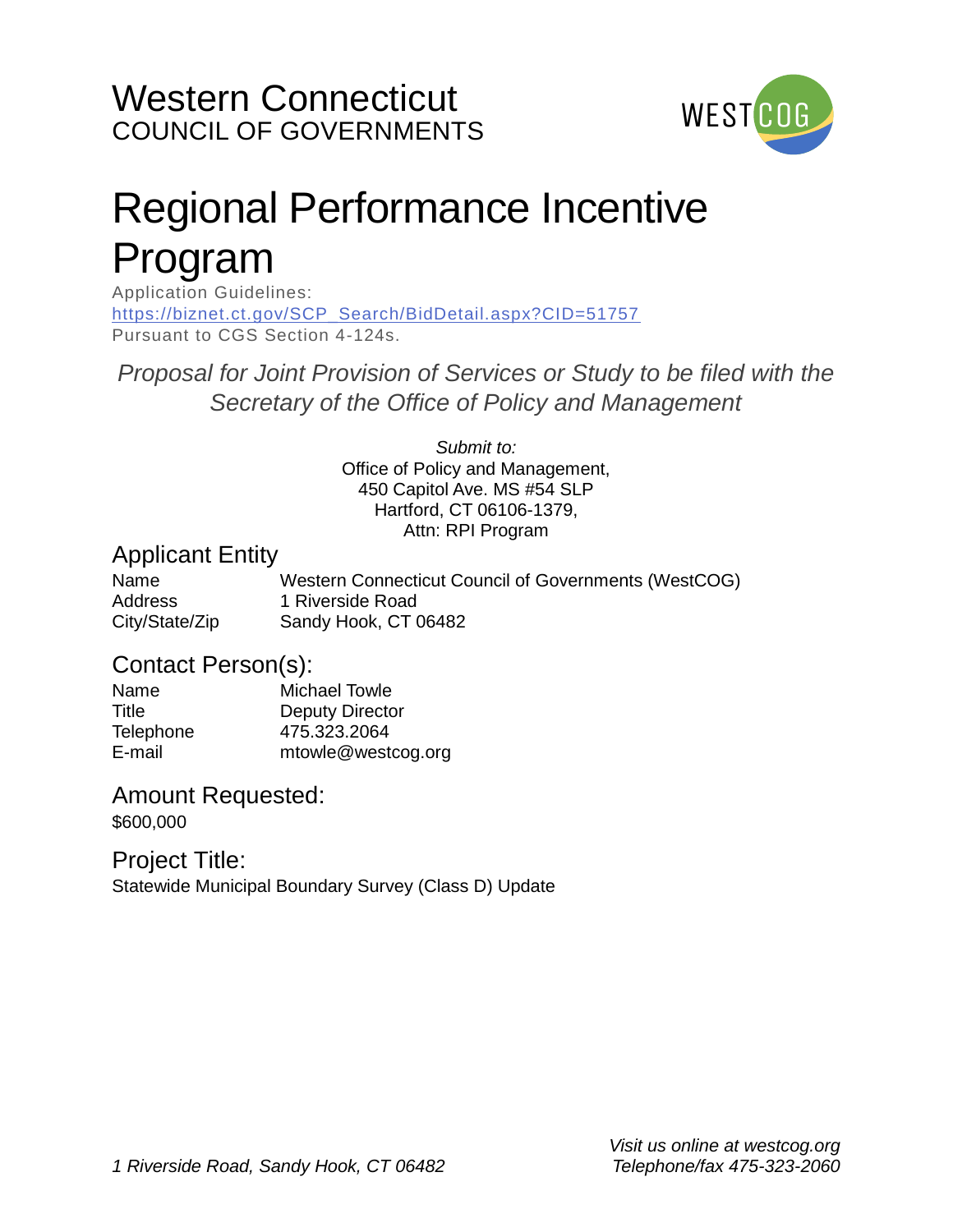# Western Connecticut
COUNCIL OF GOVERNMENTS

# Regional Performance Incentive Program

Application Guidelines:
https://biznet.ct.gov/SCP_Search/BidDetail.aspx?CID=51757
Pursuant to CGS Section 4-124s.

*Proposal for Joint Provision of Services or Study to be filed with the Secretary of the Office of Policy and Management*

*Submit to:*
Office of Policy and Management,
450 Capitol Ave. MS #54 SLP
Hartford, CT 06106-1379,
Attn: RPI Program

## Applicant Entity

| | |
|---|---|
| Name | Western Connecticut Council of Governments (WestCOG) |
| Address | 1 Riverside Road |
| City/State/Zip | Sandy Hook, CT 06482 |

## Contact Person(s):

| | |
|---|---|
| Name | Michael Towle |
| Title | Deputy Director |
| Telephone | 475.323.2064 |
| E-mail | mtowle@westcog.org |

## Amount Requested:

$600,000

## Project Title:

Statewide Municipal Boundary Survey (Class D) Update

*1 Riverside Road, Sandy Hook, CT 06482*

*Visit us online at westcog.org*
*Telephone/fax 475-323-2060*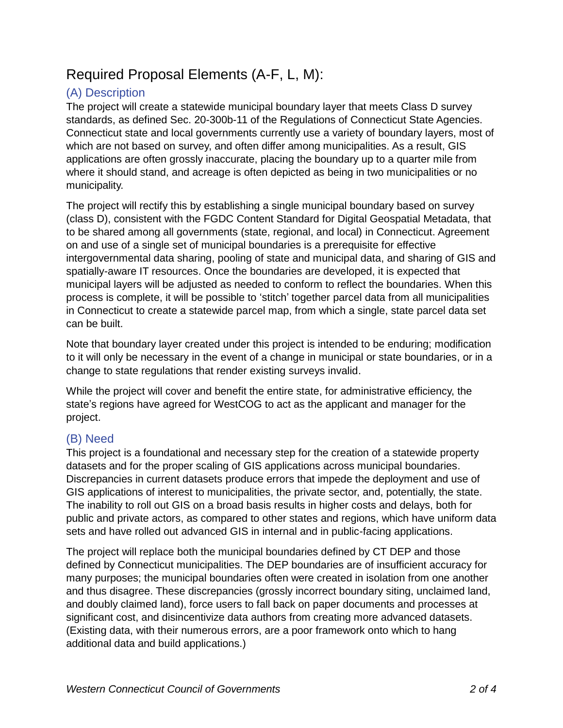# Required Proposal Elements (A-F, L, M):

## (A) Description

The project will create a statewide municipal boundary layer that meets Class D survey standards, as defined Sec. 20-300b-11 of the Regulations of Connecticut State Agencies. Connecticut state and local governments currently use a variety of boundary layers, most of which are not based on survey, and often differ among municipalities. As a result, GIS applications are often grossly inaccurate, placing the boundary up to a quarter mile from where it should stand, and acreage is often depicted as being in two municipalities or no municipality.

The project will rectify this by establishing a single municipal boundary based on survey (class D), consistent with the FGDC Content Standard for Digital Geospatial Metadata, that to be shared among all governments (state, regional, and local) in Connecticut. Agreement on and use of a single set of municipal boundaries is a prerequisite for effective intergovernmental data sharing, pooling of state and municipal data, and sharing of GIS and spatially-aware IT resources. Once the boundaries are developed, it is expected that municipal layers will be adjusted as needed to conform to reflect the boundaries. When this process is complete, it will be possible to 'stitch' together parcel data from all municipalities in Connecticut to create a statewide parcel map, from which a single, state parcel data set can be built.

Note that boundary layer created under this project is intended to be enduring; modification to it will only be necessary in the event of a change in municipal or state boundaries, or in a change to state regulations that render existing surveys invalid.

While the project will cover and benefit the entire state, for administrative efficiency, the state's regions have agreed for WestCOG to act as the applicant and manager for the project.

## (B) Need

This project is a foundational and necessary step for the creation of a statewide property datasets and for the proper scaling of GIS applications across municipal boundaries. Discrepancies in current datasets produce errors that impede the deployment and use of GIS applications of interest to municipalities, the private sector, and, potentially, the state. The inability to roll out GIS on a broad basis results in higher costs and delays, both for public and private actors, as compared to other states and regions, which have uniform data sets and have rolled out advanced GIS in internal and in public-facing applications.

The project will replace both the municipal boundaries defined by CT DEP and those defined by Connecticut municipalities. The DEP boundaries are of insufficient accuracy for many purposes; the municipal boundaries often were created in isolation from one another and thus disagree. These discrepancies (grossly incorrect boundary siting, unclaimed land, and doubly claimed land), force users to fall back on paper documents and processes at significant cost, and disincentivize data authors from creating more advanced datasets. (Existing data, with their numerous errors, are a poor framework onto which to hang additional data and build applications.)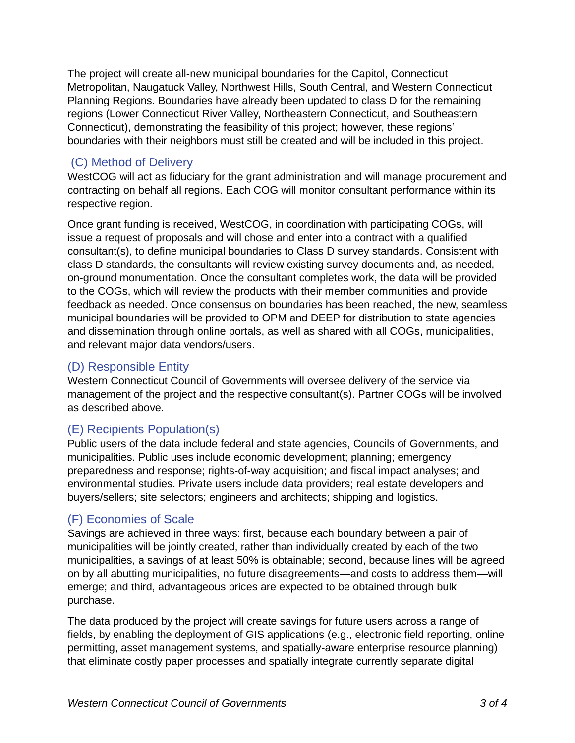The project will create all-new municipal boundaries for the Capitol, Connecticut Metropolitan, Naugatuck Valley, Northwest Hills, South Central, and Western Connecticut Planning Regions. Boundaries have already been updated to class D for the remaining regions (Lower Connecticut River Valley, Northeastern Connecticut, and Southeastern Connecticut), demonstrating the feasibility of this project; however, these regions' boundaries with their neighbors must still be created and will be included in this project.

## (C) Method of Delivery

WestCOG will act as fiduciary for the grant administration and will manage procurement and contracting on behalf all regions. Each COG will monitor consultant performance within its respective region.

Once grant funding is received, WestCOG, in coordination with participating COGs, will issue a request of proposals and will chose and enter into a contract with a qualified consultant(s), to define municipal boundaries to Class D survey standards. Consistent with class D standards, the consultants will review existing survey documents and, as needed, on-ground monumentation. Once the consultant completes work, the data will be provided to the COGs, which will review the products with their member communities and provide feedback as needed. Once consensus on boundaries has been reached, the new, seamless municipal boundaries will be provided to OPM and DEEP for distribution to state agencies and dissemination through online portals, as well as shared with all COGs, municipalities, and relevant major data vendors/users.

## (D) Responsible Entity

Western Connecticut Council of Governments will oversee delivery of the service via management of the project and the respective consultant(s). Partner COGs will be involved as described above.

## (E) Recipients Population(s)

Public users of the data include federal and state agencies, Councils of Governments, and municipalities. Public uses include economic development; planning; emergency preparedness and response; rights-of-way acquisition; and fiscal impact analyses; and environmental studies. Private users include data providers; real estate developers and buyers/sellers; site selectors; engineers and architects; shipping and logistics.

## (F) Economies of Scale

Savings are achieved in three ways: first, because each boundary between a pair of municipalities will be jointly created, rather than individually created by each of the two municipalities, a savings of at least 50% is obtainable; second, because lines will be agreed on by all abutting municipalities, no future disagreements—and costs to address them—will emerge; and third, advantageous prices are expected to be obtained through bulk purchase.

The data produced by the project will create savings for future users across a range of fields, by enabling the deployment of GIS applications (e.g., electronic field reporting, online permitting, asset management systems, and spatially-aware enterprise resource planning) that eliminate costly paper processes and spatially integrate currently separate digital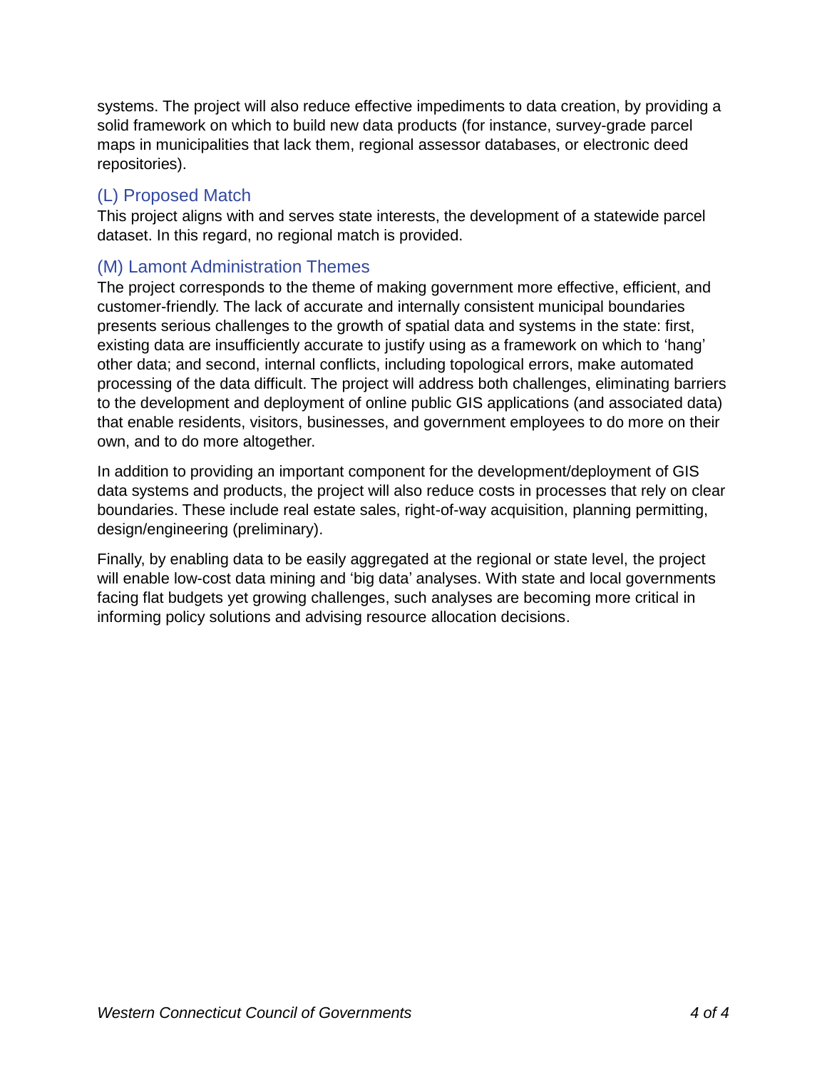systems. The project will also reduce effective impediments to data creation, by providing a solid framework on which to build new data products (for instance, survey-grade parcel maps in municipalities that lack them, regional assessor databases, or electronic deed repositories).

## (L) Proposed Match

This project aligns with and serves state interests, the development of a statewide parcel dataset. In this regard, no regional match is provided.

## (M) Lamont Administration Themes

The project corresponds to the theme of making government more effective, efficient, and customer-friendly. The lack of accurate and internally consistent municipal boundaries presents serious challenges to the growth of spatial data and systems in the state: first, existing data are insufficiently accurate to justify using as a framework on which to 'hang' other data; and second, internal conflicts, including topological errors, make automated processing of the data difficult. The project will address both challenges, eliminating barriers to the development and deployment of online public GIS applications (and associated data) that enable residents, visitors, businesses, and government employees to do more on their own, and to do more altogether.

In addition to providing an important component for the development/deployment of GIS data systems and products, the project will also reduce costs in processes that rely on clear boundaries. These include real estate sales, right-of-way acquisition, planning permitting, design/engineering (preliminary).

Finally, by enabling data to be easily aggregated at the regional or state level, the project will enable low-cost data mining and 'big data' analyses. With state and local governments facing flat budgets yet growing challenges, such analyses are becoming more critical in informing policy solutions and advising resource allocation decisions.